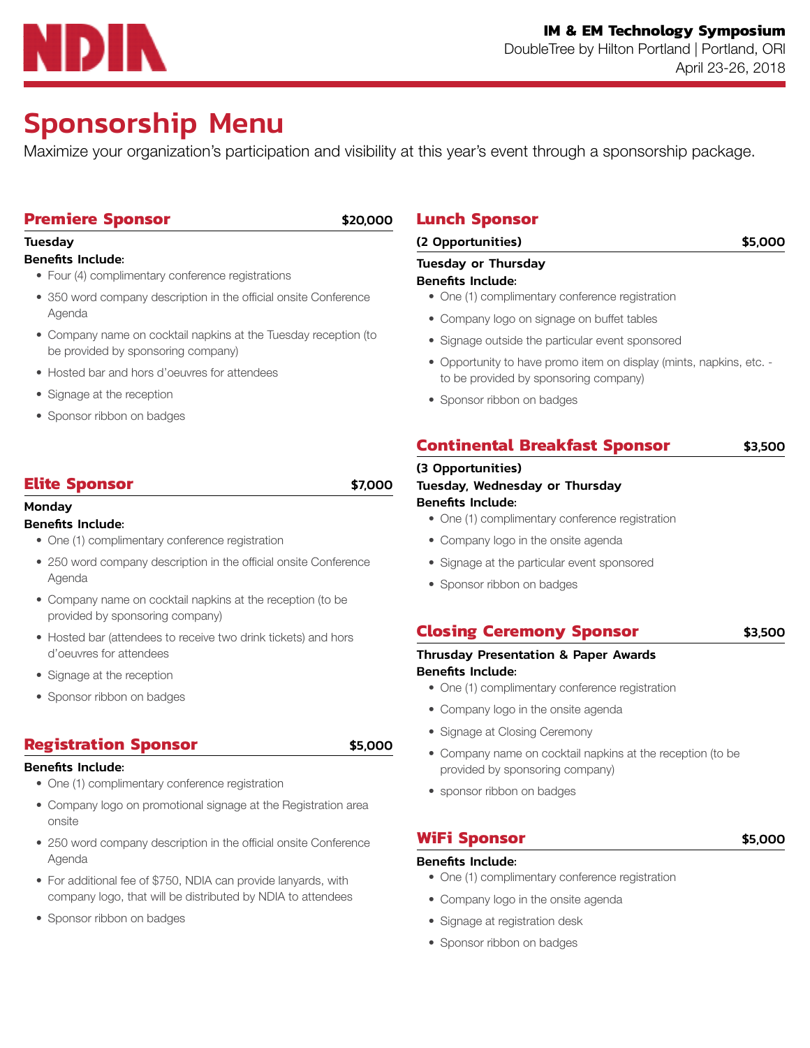NDIA

**IM & EM Technology Symposium**
DoubleTree by Hilton Portland | Portland, ORI
April 23-26, 2018

# Sponsorship Menu

Maximize your organization's participation and visibility at this year's event through a sponsorship package.

## Premiere Sponsor — $20,000

**Tuesday**

**Benefits Include:**

- Four (4) complimentary conference registrations
- 350 word company description in the official onsite Conference Agenda
- Company name on cocktail napkins at the Tuesday reception (to be provided by sponsoring company)
- Hosted bar and hors d'oeuvres for attendees
- Signage at the reception
- Sponsor ribbon on badges

## Elite Sponsor — $7,000

**Monday**

**Benefits Include:**

- One (1) complimentary conference registration
- 250 word company description in the official onsite Conference Agenda
- Company name on cocktail napkins at the reception (to be provided by sponsoring company)
- Hosted bar (attendees to receive two drink tickets) and hors d'oeuvres for attendees
- Signage at the reception
- Sponsor ribbon on badges

## Registration Sponsor — $5,000

**Benefits Include:**

- One (1) complimentary conference registration
- Company logo on promotional signage at the Registration area onsite
- 250 word company description in the official onsite Conference Agenda
- For additional fee of $750, NDIA can provide lanyards, with company logo, that will be distributed by NDIA to attendees
- Sponsor ribbon on badges

## Lunch Sponsor

**(2 Opportunities)** — $5,000

**Tuesday or Thursday**

**Benefits Include:**

- One (1) complimentary conference registration
- Company logo on signage on buffet tables
- Signage outside the particular event sponsored
- Opportunity to have promo item on display (mints, napkins, etc. - to be provided by sponsoring company)
- Sponsor ribbon on badges

## Continental Breakfast Sponsor — $3,500

**(3 Opportunities)**

**Tuesday, Wednesday or Thursday**

**Benefits Include:**

- One (1) complimentary conference registration
- Company logo in the onsite agenda
- Signage at the particular event sponsored
- Sponsor ribbon on badges

## Closing Ceremony Sponsor — $3,500

**Thrusday Presentation & Paper Awards**

**Benefits Include:**

- One (1) complimentary conference registration
- Company logo in the onsite agenda
- Signage at Closing Ceremony
- Company name on cocktail napkins at the reception (to be provided by sponsoring company)
- sponsor ribbon on badges

## WiFi Sponsor — $5,000

**Benefits Include:**

- One (1) complimentary conference registration
- Company logo in the onsite agenda
- Signage at registration desk
- Sponsor ribbon on badges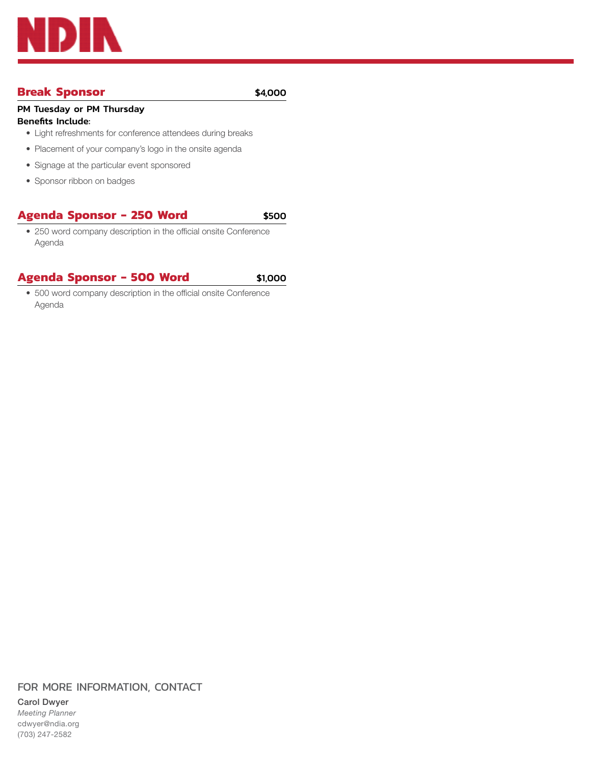## Break Sponsor $4,000

**PM Tuesday or PM Thursday**

**Benefits Include:**

- Light refreshments for conference attendees during breaks
- Placement of your company's logo in the onsite agenda
- Signage at the particular event sponsored
- Sponsor ribbon on badges

## Agenda Sponsor - 250 Word $500

- 250 word company description in the official onsite Conference Agenda

## Agenda Sponsor - 500 Word $1,000

- 500 word company description in the official onsite Conference Agenda

FOR MORE INFORMATION, CONTACT

Carol Dwyer
*Meeting Planner*
cdwyer@ndia.org
(703) 247-2582